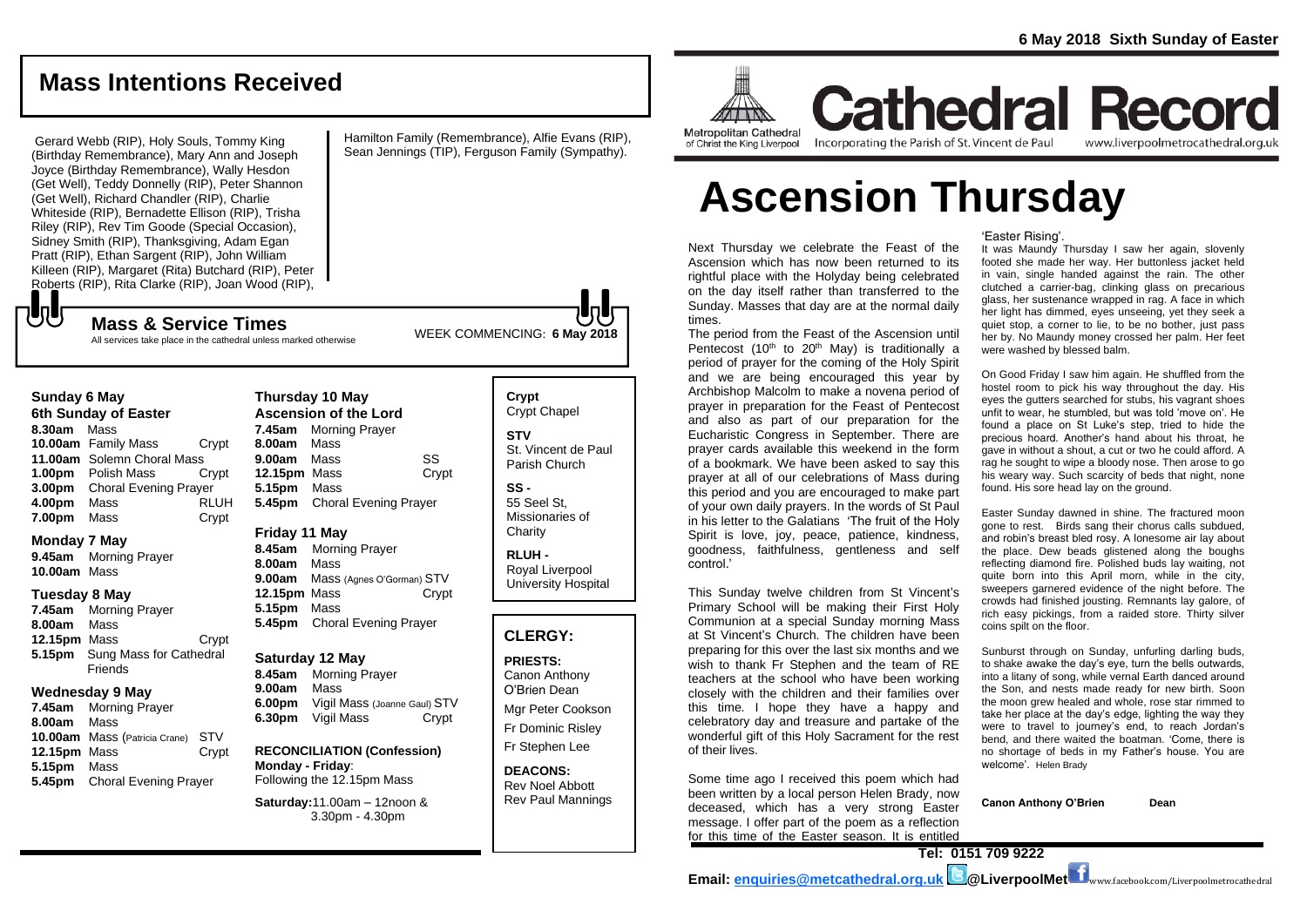# Mass Intentions Received

Gerard Webb (RIP), Holy Souls, Tommy King (Birthday Remembrance), Mary Ann and Joseph Joyce (Birthday Remembrance), Wally Hesdon (Get Well), Teddy Donnelly (RIP), Peter Shannon (Get Well), Richard Chandler (RIP), Charlie Whiteside (RIP), Bernadette Ellison (RIP), Trisha Riley (RIP), Rev Tim Goode (Special Occasion), Sidney Smith (RIP), Thanksgiving, Adam Egan Pratt (RIP), Ethan Sargent (RIP), John William Killeen (RIP), Margaret (Rita) Butchard (RIP), Peter Roberts (RIP), Rita Clarke (RIP), Joan Wood (RIP), Hamilton Family (Remembrance), Alfie Evans (RIP), Sean Jennings (TIP), Ferguson Family (Sympathy).

## Mass & Service Times

All services take place in the cathedral unless marked otherwise

WEEK COMMENCING: **6 May 2018**

### Sunday 6 May
**6th Sunday of Easter**

**8.30am** Mass
**10.00am** Family Mass Crypt
**11.00am** Solemn Choral Mass
**1.00pm** Polish Mass Crypt
**3.00pm** Choral Evening Prayer
**4.00pm** Mass RLUH
**7.00pm** Mass Crypt

### Monday 7 May
**9.45am** Morning Prayer
**10.00am** Mass

### Tuesday 8 May
**7.45am** Morning Prayer
**8.00am** Mass
**12.15pm** Mass Crypt
**5.15pm** Sung Mass for Cathedral Friends

### Wednesday 9 May
**7.45am** Morning Prayer
**8.00am** Mass
**10.00am** Mass (Patricia Crane) STV
**12.15pm** Mass Crypt
**5.15pm** Mass
**5.45pm** Choral Evening Prayer

### Thursday 10 May
**Ascension of the Lord**

**7.45am** Morning Prayer
**8.00am** Mass
**9.00am** Mass SS
**12.15pm** Mass Crypt
**5.15pm** Mass
**5.45pm** Choral Evening Prayer

### Friday 11 May
**8.45am** Morning Prayer
**8.00am** Mass
**9.00am** Mass (Agnes O'Gorman) STV
**12.15pm** Mass Crypt
**5.15pm** Mass
**5.45pm** Choral Evening Prayer

### Saturday 12 May
**8.45am** Morning Prayer
**9.00am** Mass
**6.00pm** Vigil Mass (Joanne Gaul) STV
**6.30pm** Vigil Mass Crypt

**RECONCILIATION (Confession)**
**Monday - Friday**:
Following the 12.15pm Mass

**Saturday:** 11.00am – 12noon & 3.30pm - 4.30pm

**Crypt**
Crypt Chapel

**STV**
St. Vincent de Paul Parish Church

**SS -**
55 Seel St, Missionaries of Charity

**RLUH -**
Royal Liverpool University Hospital

## CLERGY:

**PRIESTS:**
Canon Anthony O'Brien *Dean*
Mgr Peter Cookson
Fr Dominic Risley
Fr Stephen Lee

**DEACONS:**
Rev Noel Abbott
Rev Paul Mannings

**6 May 2018 Sixth Sunday of Easter**

Metropolitan Cathedral of Christ the King Liverpool

**Cathedral Record**
Incorporating the Parish of St. Vincent de Paul
www.liverpoolmetrocathedral.org.uk

# Ascension Thursday

Next Thursday we celebrate the Feast of the Ascension which has now been returned to its rightful place with the Holyday being celebrated on the day itself rather than transferred to the Sunday. Masses that day are at the normal daily times.

The period from the Feast of the Ascension until Pentecost (10th to 20th May) is traditionally a period of prayer for the coming of the Holy Spirit and we are being encouraged this year by Archbishop Malcolm to make a novena period of prayer in preparation for the Feast of Pentecost and also as part of our preparation for the Eucharistic Congress in September. There are prayer cards available this weekend in the form of a bookmark. We have been asked to say this prayer at all of our celebrations of Mass during this period and you are encouraged to make part of your own daily prayers. In the words of St Paul in his letter to the Galatians 'The fruit of the Holy Spirit is love, joy, peace, patience, kindness, goodness, faithfulness, gentleness and self control.'

This Sunday twelve children from St Vincent's Primary School will be making their First Holy Communion at a special Sunday morning Mass at St Vincent's Church. The children have been preparing for this over the last six months and we wish to thank Fr Stephen and the team of RE teachers at the school who have been working closely with the children and their families over this time. I hope they have a happy and celebratory day and treasure and partake of the wonderful gift of this Holy Sacrament for the rest of their lives.

Some time ago I received this poem which had been written by a local person Helen Brady, now deceased, which has a very strong Easter message. I offer part of the poem as a reflection for this time of the Easter season. It is entitled 'Easter Rising'.

It was Maundy Thursday I saw her again, slovenly footed she made her way. Her buttonless jacket held in vain, single handed against the rain. The other clutched a carrier-bag, clinking glass on precarious glass, her sustenance wrapped in rag. A face in which her light has dimmed, eyes unseeing, yet they seek a quiet stop, a corner to lie, to be no bother, just pass her by. No Maundy money crossed her palm. Her feet were washed by blessed balm.

On Good Friday I saw him again. He shuffled from the hostel room to pick his way throughout the day. His eyes the gutters searched for stubs, his vagrant shoes unfit to wear, he stumbled, but was told 'move on'. He found a place on St Luke's step, tried to hide the precious hoard. Another's hand about his throat, he gave in without a shout, a cut or two he could afford. A rag he sought to wipe a bloody nose. Then arose to go his weary way. Such scarcity of beds that night, none found. His sore head lay on the ground.

Easter Sunday dawned in shine. The fractured moon gone to rest. Birds sang their chorus calls subdued, and robin's breast bled rosy. A lonesome air lay about the place. Dew beads glistened along the boughs reflecting diamond fire. Polished buds lay waiting, not quite born into this April morn, while in the city, sweepers garnered evidence of the night before. The crowds had finished jousting. Remnants lay galore, of rich easy pickings, from a raided store. Thirty silver coins spilt on the floor.

Sunburst through on Sunday, unfurling darling buds, to shake awake the day's eye, turn the bells outwards, into a litany of song, while vernal Earth danced around the Son, and nests made ready for new birth. Soon the moon grew healed and whole, rose star rimmed to take her place at the day's edge, lighting the way they were to travel to journey's end, to reach Jordan's bend, and there waited the boatman. 'Come, there is no shortage of beds in my Father's house. You are welcome'. Helen Brady

**Canon Anthony O'Brien Dean**

**Tel: 0151 709 9222**

**Email: enquiries@metcathedral.org.uk @LiverpoolMet** www.facebook.com/Liverpoolmetrocathedral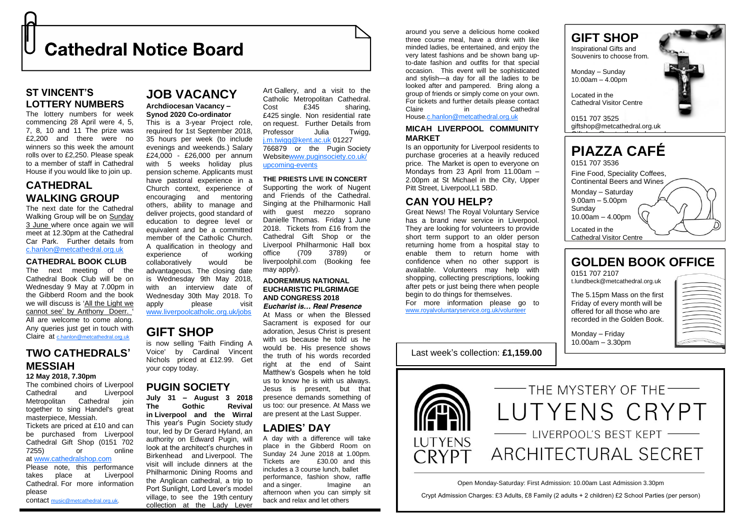# Cathedral Notice Board

## ST VINCENT'S LOTTERY NUMBERS

The lottery numbers for week commencing 28 April were 4, 5, 7, 8, 10 and 11 The prize was £2,200 and there were no winners so this week the amount rolls over to £2,250. Please speak to a member of staff in Cathedral House if you would like to join up.

## CATHEDRAL WALKING GROUP

The next date for the Cathedral Walking Group will be on Sunday 3 June where once again we will meet at 12.30pm at the Cathedral Car Park. Further details from c.hanlon@metcathedral.org.uk

### CATHEDRAL BOOK CLUB

The next meeting of the Cathedral Book Club will be on Wednesday 9 May at 7.00pm in the Gibberd Room and the book we will discuss is 'All the Light we cannot see' by Anthony Doerr. ' All are welcome to come along. Any queries just get in touch with Claire at c.hanlon@metcathedral.org.uk

## TWO CATHEDRALS' MESSIAH

**12 May 2018, 7.30pm**

The combined choirs of Liverpool Cathedral and Liverpool Metropolitan Cathedral join together to sing Handel's great masterpiece, Messiah.

Tickets are priced at £10 and can be purchased from Liverpool Cathedral Gift Shop (0151 702 7255) or online at www.cathedralshop.com

Please note, this performance takes place at Liverpool Cathedral. For more information please contact music@metcathedral.org.uk.

## JOB VACANCY

**Archdiocesan Vacancy – Synod 2020 Co-ordinator**

This is a 3-year Project role, required for 1st September 2018, 35 hours per week (to include evenings and weekends.) Salary £24,000 - £26,000 per annum with 5 weeks holiday plus pension scheme. Applicants must have pastoral experience in a Church context, experience of encouraging and mentoring others, ability to manage and deliver projects, good standard of education to degree level or equivalent and be a committed member of the Catholic Church. A qualification in theology and experience of working collaboratively would be advantageous. The closing date is Wednesday 9th May 2018, with an interview date of Wednesday 30th May 2018. To apply please visit www.liverpoolcatholic.org.uk/jobs

## GIFT SHOP

is now selling 'Faith Finding A Voice' by Cardinal Vincent Nichols priced at £12.99. Get your copy today.

## PUGIN SOCIETY

**July 31 – August 3 2018 The Gothic Revival in Liverpool and the Wirral**

This year's Pugin Society study tour, led by Dr Gerard Hyland, an authority on Edward Pugin, will look at the architect's churches in Birkenhead and Liverpool. The visit will include dinners at the Philharmonic Dining Rooms and the Anglican cathedral, a trip to Port Sunlight, Lord Lever's model village, to see the 19th century collection at the Lady Lever Art Gallery, and a visit to the Catholic Metropolitan Cathedral. Cost £345 sharing, £425 single. Non residential rate on request. Further Details from Professor Julia Twigg, j.m.twigg@kent.ac.uk 01227 766879 or the Pugin Society Websitewww.puginsociety.co.uk/upcoming-events

### THE PRIESTS LIVE IN CONCERT

Supporting the work of Nugent and Friends of the Cathedral. Singing at the Philharmonic Hall with guest mezzo soprano Danielle Thomas. Friday 1 June 2018. Tickets from £16 from the Cathedral Gift Shop or the Liverpool Philharmonic Hall box office (709 3789) or liverpoolphil.com (Booking fee may apply).

### ADOREMMUS NATIONAL EUCHARISTIC PILGRIMAGE AND CONGRESS 2018

***Eucharist is… Real Presence***

At Mass or when the Blessed Sacrament is exposed for our adoration, Jesus Christ is present with us because he told us he would be. His presence shows the truth of his words recorded right at the end of Saint Matthew's Gospels when he told us to know he is with us always. Jesus is present, but that presence demands something of us too: our presence. At Mass we are present at the Last Supper.

## LADIES' DAY

A day with a difference will take place in the Gibberd Room on Sunday 24 June 2018 at 1.00pm. Tickets are £30.00 and this includes a 3 course lunch, ballet performance, fashion show, raffle and a singer. Imagine an afternoon when you can simply sit back and relax and let others around you serve a delicious home cooked three course meal, have a drink with like minded ladies, be entertained, and enjoy the very latest fashions and be shown bang up-to-date fashion and outfits for that special occasion. This event will be sophisticated and stylish—a day for all the ladies to be looked after and pampered. Bring along a group of friends or simply come on your own. For tickets and further details please contact Claire in Cathedral House.c.hanlon@metcathedral.org.uk

### MICAH LIVERPOOL COMMUNITY MARKET

Is an opportunity for Liverpool residents to purchase groceries at a heavily reduced price. The Market is open to everyone on Mondays from 23 April from 11.00am – 2.00pm at St Michael in the City, Upper Pitt Street, Liverpool,L1 5BD.

## CAN YOU HELP?

Great News! The Royal Voluntary Service has a brand new service in Liverpool. They are looking for volunteers to provide short term support to an older person returning home from a hospital stay to enable them to return home with confidence when no other support is available. Volunteers may help with shopping, collecting prescriptions, looking after pets or just being there when people begin to do things for themselves.

For more information please go to www.royalvoluntaryservice.org.uk/volunteer

Last week's collection: **£1,159.00**

## GIFT SHOP

Inspirational Gifts and Souvenirs to choose from.

Monday – Sunday
10.00am – 4.00pm

Located in the Cathedral Visitor Centre

0151 707 3525
giftshop@metcathedral.org.uk

## PIAZZA CAFÉ

0151 707 3536

Fine Food, Speciality Coffees, Continental Beers and Wines

Monday – Saturday
9.00am – 5.00pm
Sunday
10.00am – 4.00pm

Located in the Cathedral Visitor Centre

## GOLDEN BOOK OFFICE

0151 707 2107
t.lundbeck@metcathedral.org.uk

The 5.15pm Mass on the first Friday of every month will be offered for all those who are recorded in the Golden Book.

Monday – Friday
10.00am – 3.30pm

LUTYENS CRYPT

THE MYSTERY OF THE LUTYENS CRYPT — LIVERPOOL'S BEST KEPT ARCHITECTURAL SECRET

Open Monday-Saturday: First Admission: 10.00am Last Admission 3.30pm

Crypt Admission Charges: £3 Adults, £8 Family (2 adults + 2 children) £2 School Parties (per person)